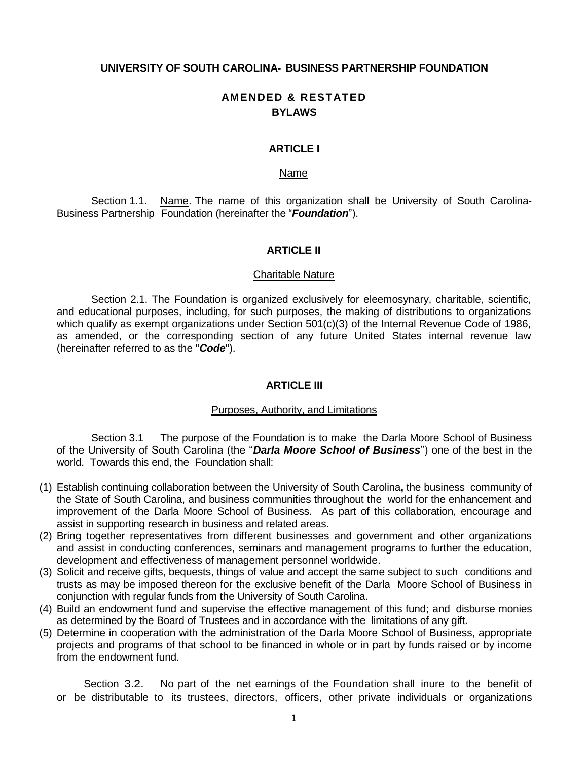**UNIVERSITY OF SOUTH CAROLINA- BUSINESS PARTNERSHIP FOUNDATION**

# AMENDED & RESTATED BYLAWS

## ARTICLE I

### Name

Section 1.1. Name. The name of this organization shall be University of South Carolina-Business Partnership Foundation (hereinafter the "***Foundation***").

## ARTICLE II

### Charitable Nature

Section 2.1. The Foundation is organized exclusively for eleemosynary, charitable, scientific, and educational purposes, including, for such purposes, the making of distributions to organizations which qualify as exempt organizations under Section 501(c)(3) of the Internal Revenue Code of 1986, as amended, or the corresponding section of any future United States internal revenue law (hereinafter referred to as the "***Code***").

## ARTICLE III

### Purposes, Authority, and Limitations

Section 3.1 The purpose of the Foundation is to make the Darla Moore School of Business of the University of South Carolina (the "***Darla Moore School of Business***") one of the best in the world. Towards this end, the Foundation shall:

(1) Establish continuing collaboration between the University of South Carolina**,** the business community of the State of South Carolina, and business communities throughout the world for the enhancement and improvement of the Darla Moore School of Business. As part of this collaboration, encourage and assist in supporting research in business and related areas.
(2) Bring together representatives from different businesses and government and other organizations and assist in conducting conferences, seminars and management programs to further the education, development and effectiveness of management personnel worldwide.
(3) Solicit and receive gifts, bequests, things of value and accept the same subject to such conditions and trusts as may be imposed thereon for the exclusive benefit of the Darla Moore School of Business in conjunction with regular funds from the University of South Carolina.
(4) Build an endowment fund and supervise the effective management of this fund; and disburse monies as determined by the Board of Trustees and in accordance with the limitations of any gift.
(5) Determine in cooperation with the administration of the Darla Moore School of Business, appropriate projects and programs of that school to be financed in whole or in part by funds raised or by income from the endowment fund.

Section 3.2. No part of the net earnings of the Foundation shall inure to the benefit of or be distributable to its trustees, directors, officers, other private individuals or organizations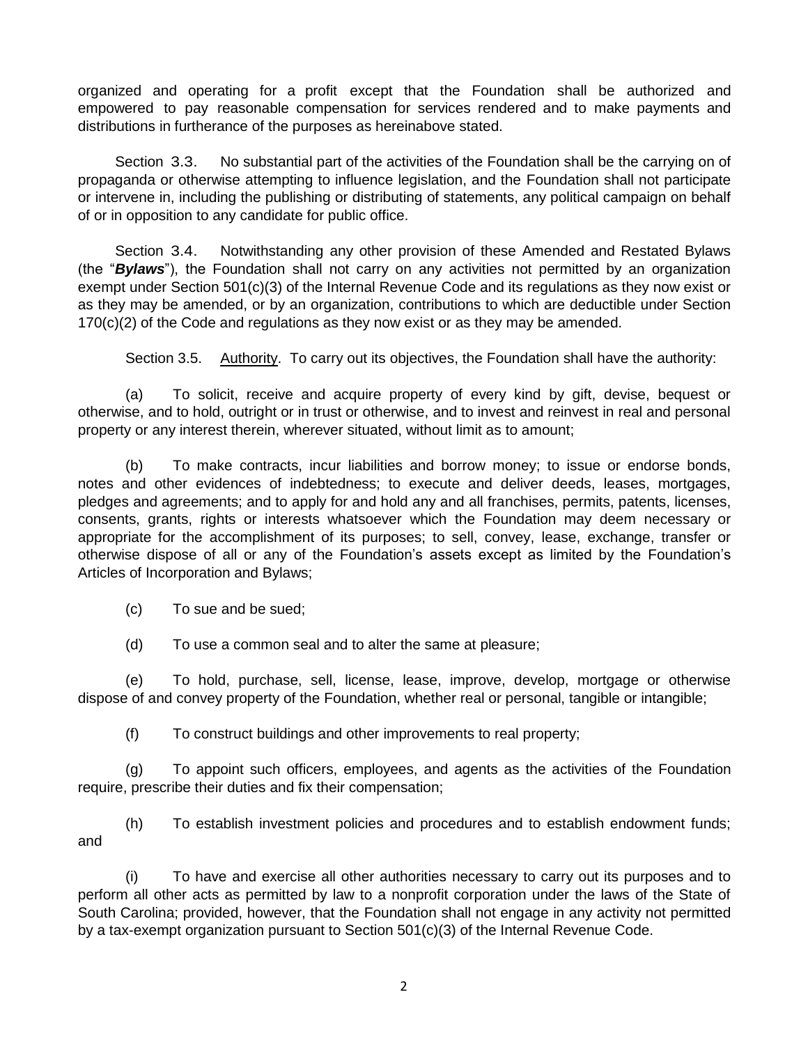organized and operating for a profit except that the Foundation shall be authorized and empowered to pay reasonable compensation for services rendered and to make payments and distributions in furtherance of the purposes as hereinabove stated.

Section 3.3. No substantial part of the activities of the Foundation shall be the carrying on of propaganda or otherwise attempting to influence legislation, and the Foundation shall not participate or intervene in, including the publishing or distributing of statements, any political campaign on behalf of or in opposition to any candidate for public office.

Section 3.4. Notwithstanding any other provision of these Amended and Restated Bylaws (the "***Bylaws***"), the Foundation shall not carry on any activities not permitted by an organization exempt under Section 501(c)(3) of the Internal Revenue Code and its regulations as they now exist or as they may be amended, or by an organization, contributions to which are deductible under Section 170(c)(2) of the Code and regulations as they now exist or as they may be amended.

Section 3.5. Authority. To carry out its objectives, the Foundation shall have the authority:

(a) To solicit, receive and acquire property of every kind by gift, devise, bequest or otherwise, and to hold, outright or in trust or otherwise, and to invest and reinvest in real and personal property or any interest therein, wherever situated, without limit as to amount;

(b) To make contracts, incur liabilities and borrow money; to issue or endorse bonds, notes and other evidences of indebtedness; to execute and deliver deeds, leases, mortgages, pledges and agreements; and to apply for and hold any and all franchises, permits, patents, licenses, consents, grants, rights or interests whatsoever which the Foundation may deem necessary or appropriate for the accomplishment of its purposes; to sell, convey, lease, exchange, transfer or otherwise dispose of all or any of the Foundation's assets except as limited by the Foundation's Articles of Incorporation and Bylaws;

(c) To sue and be sued;

(d) To use a common seal and to alter the same at pleasure;

(e) To hold, purchase, sell, license, lease, improve, develop, mortgage or otherwise dispose of and convey property of the Foundation, whether real or personal, tangible or intangible;

(f) To construct buildings and other improvements to real property;

(g) To appoint such officers, employees, and agents as the activities of the Foundation require, prescribe their duties and fix their compensation;

(h) To establish investment policies and procedures and to establish endowment funds; and

(i) To have and exercise all other authorities necessary to carry out its purposes and to perform all other acts as permitted by law to a nonprofit corporation under the laws of the State of South Carolina; provided, however, that the Foundation shall not engage in any activity not permitted by a tax-exempt organization pursuant to Section 501(c)(3) of the Internal Revenue Code.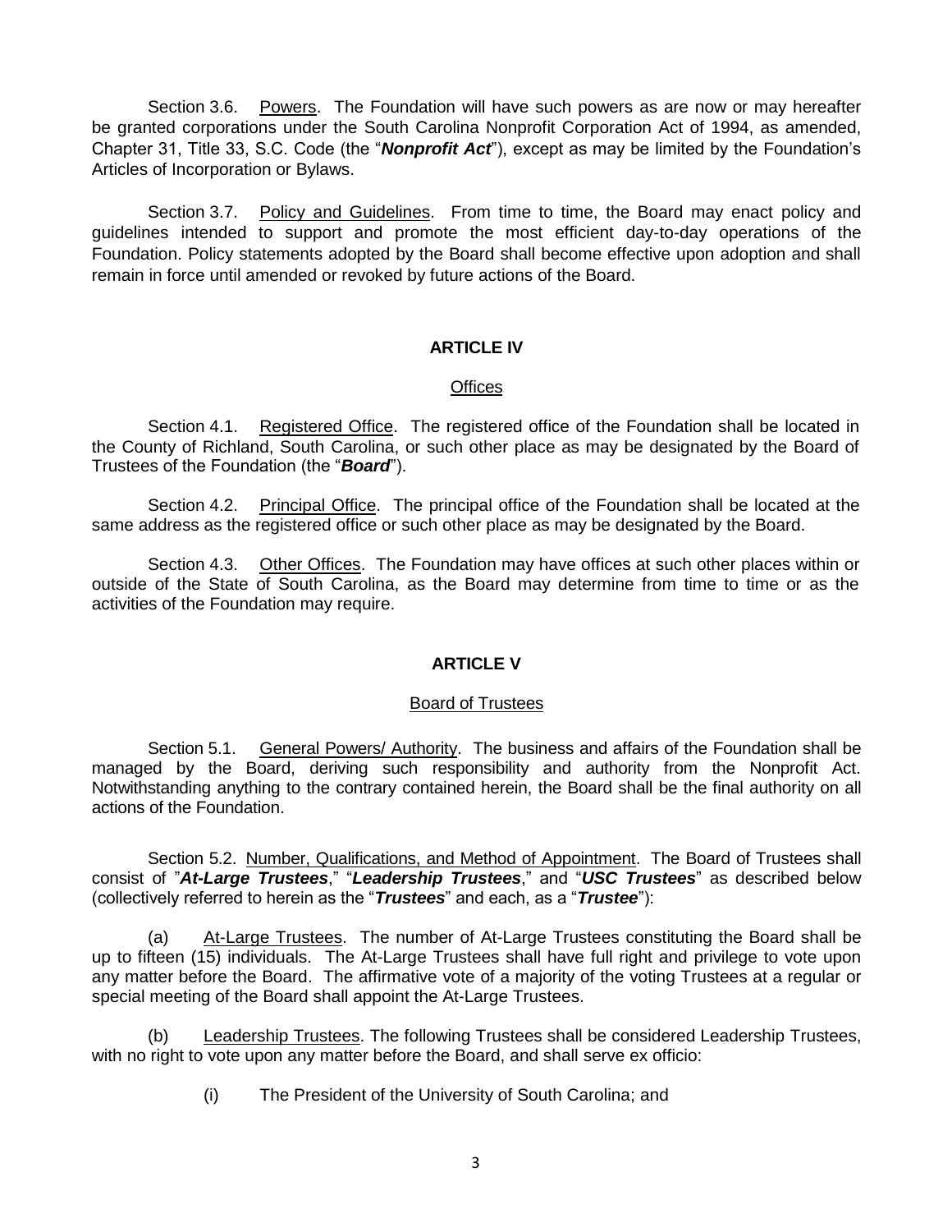Section 3.6. Powers. The Foundation will have such powers as are now or may hereafter be granted corporations under the South Carolina Nonprofit Corporation Act of 1994, as amended, Chapter 31, Title 33, S.C. Code (the "***Nonprofit Act***"), except as may be limited by the Foundation's Articles of Incorporation or Bylaws.

Section 3.7. Policy and Guidelines. From time to time, the Board may enact policy and guidelines intended to support and promote the most efficient day-to-day operations of the Foundation. Policy statements adopted by the Board shall become effective upon adoption and shall remain in force until amended or revoked by future actions of the Board.

## ARTICLE IV

### Offices

Section 4.1. Registered Office. The registered office of the Foundation shall be located in the County of Richland, South Carolina, or such other place as may be designated by the Board of Trustees of the Foundation (the "***Board***").

Section 4.2. Principal Office. The principal office of the Foundation shall be located at the same address as the registered office or such other place as may be designated by the Board.

Section 4.3. Other Offices. The Foundation may have offices at such other places within or outside of the State of South Carolina, as the Board may determine from time to time or as the activities of the Foundation may require.

## ARTICLE V

### Board of Trustees

Section 5.1. General Powers/ Authority. The business and affairs of the Foundation shall be managed by the Board, deriving such responsibility and authority from the Nonprofit Act. Notwithstanding anything to the contrary contained herein, the Board shall be the final authority on all actions of the Foundation.

Section 5.2. Number, Qualifications, and Method of Appointment. The Board of Trustees shall consist of "***At-Large Trustees***," "***Leadership Trustees***," and "***USC Trustees***" as described below (collectively referred to herein as the "***Trustees***" and each, as a "***Trustee***"):

(a) At-Large Trustees. The number of At-Large Trustees constituting the Board shall be up to fifteen (15) individuals. The At-Large Trustees shall have full right and privilege to vote upon any matter before the Board. The affirmative vote of a majority of the voting Trustees at a regular or special meeting of the Board shall appoint the At-Large Trustees.

(b) Leadership Trustees. The following Trustees shall be considered Leadership Trustees, with no right to vote upon any matter before the Board, and shall serve ex officio:

(i) The President of the University of South Carolina; and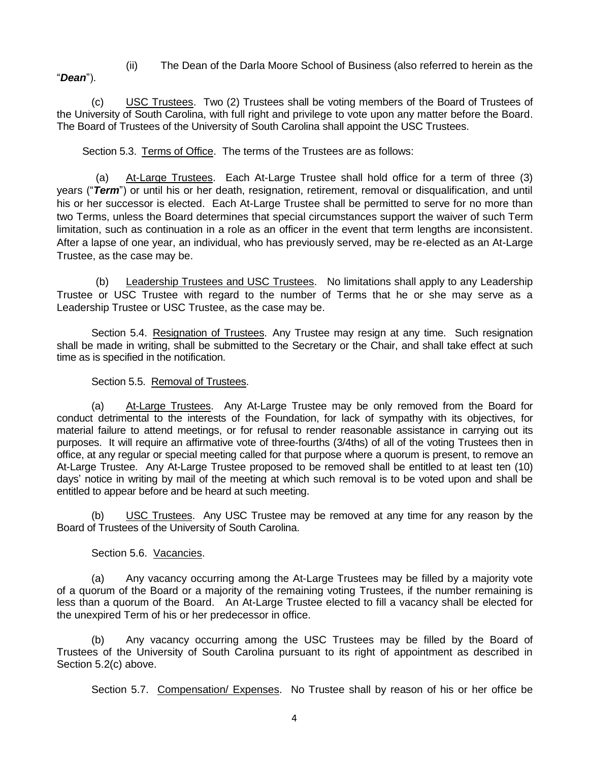(ii) The Dean of the Darla Moore School of Business (also referred to herein as the "***Dean***").

(c) <u>USC Trustees</u>. Two (2) Trustees shall be voting members of the Board of Trustees of the University of South Carolina, with full right and privilege to vote upon any matter before the Board. The Board of Trustees of the University of South Carolina shall appoint the USC Trustees.

Section 5.3. <u>Terms of Office</u>. The terms of the Trustees are as follows:

(a) <u>At-Large Trustees</u>. Each At-Large Trustee shall hold office for a term of three (3) years ("***Term***") or until his or her death, resignation, retirement, removal or disqualification, and until his or her successor is elected. Each At-Large Trustee shall be permitted to serve for no more than two Terms, unless the Board determines that special circumstances support the waiver of such Term limitation, such as continuation in a role as an officer in the event that term lengths are inconsistent. After a lapse of one year, an individual, who has previously served, may be re-elected as an At-Large Trustee, as the case may be.

(b) <u>Leadership Trustees and USC Trustees</u>. No limitations shall apply to any Leadership Trustee or USC Trustee with regard to the number of Terms that he or she may serve as a Leadership Trustee or USC Trustee, as the case may be.

Section 5.4. <u>Resignation of Trustees</u>. Any Trustee may resign at any time. Such resignation shall be made in writing, shall be submitted to the Secretary or the Chair, and shall take effect at such time as is specified in the notification.

Section 5.5. <u>Removal of Trustees</u>.

(a) <u>At-Large Trustees</u>. Any At-Large Trustee may be only removed from the Board for conduct detrimental to the interests of the Foundation, for lack of sympathy with its objectives, for material failure to attend meetings, or for refusal to render reasonable assistance in carrying out its purposes. It will require an affirmative vote of three-fourths (3/4ths) of all of the voting Trustees then in office, at any regular or special meeting called for that purpose where a quorum is present, to remove an At-Large Trustee. Any At-Large Trustee proposed to be removed shall be entitled to at least ten (10) days' notice in writing by mail of the meeting at which such removal is to be voted upon and shall be entitled to appear before and be heard at such meeting.

(b) <u>USC Trustees</u>. Any USC Trustee may be removed at any time for any reason by the Board of Trustees of the University of South Carolina.

Section 5.6. <u>Vacancies</u>.

(a) Any vacancy occurring among the At-Large Trustees may be filled by a majority vote of a quorum of the Board or a majority of the remaining voting Trustees, if the number remaining is less than a quorum of the Board. An At-Large Trustee elected to fill a vacancy shall be elected for the unexpired Term of his or her predecessor in office.

(b) Any vacancy occurring among the USC Trustees may be filled by the Board of Trustees of the University of South Carolina pursuant to its right of appointment as described in Section 5.2(c) above.

Section 5.7. <u>Compensation/ Expenses</u>. No Trustee shall by reason of his or her office be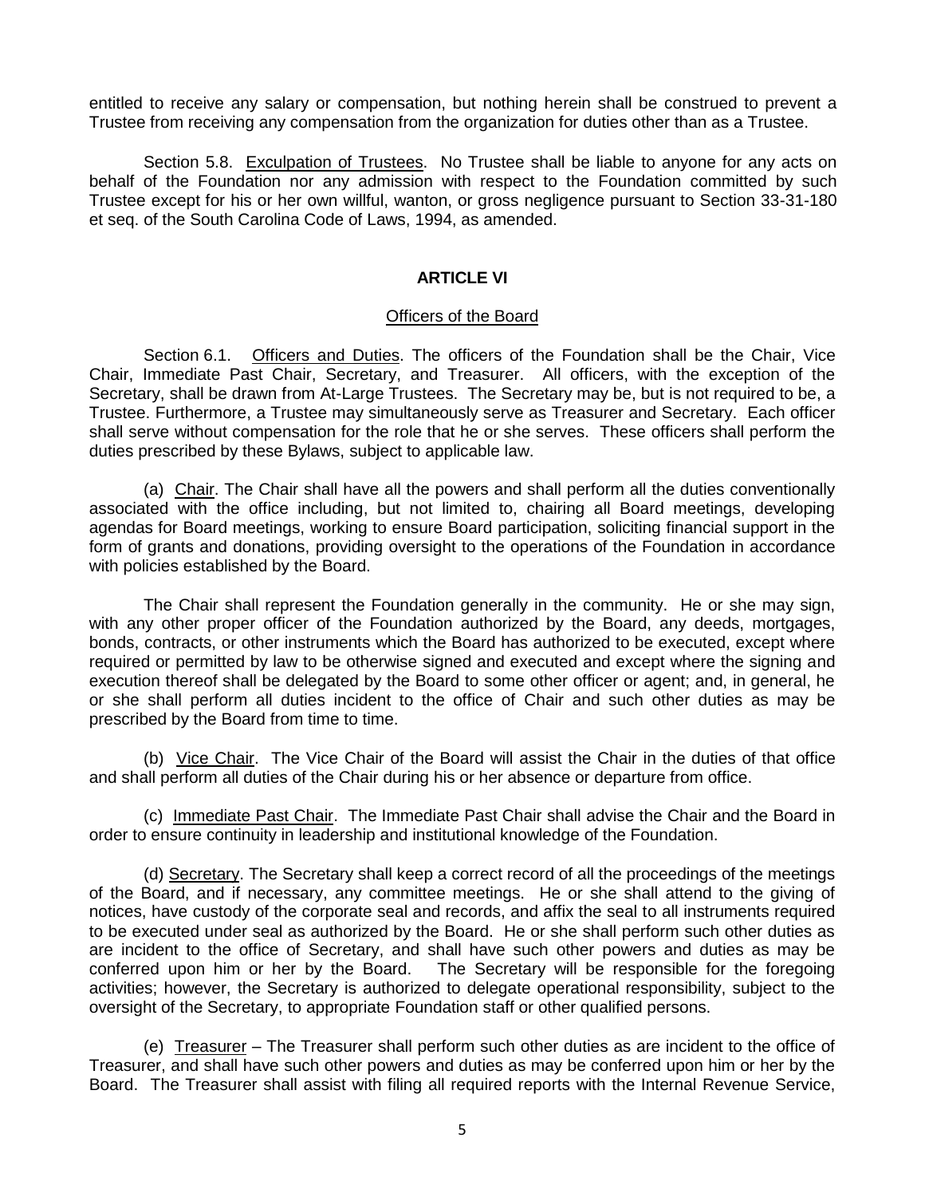entitled to receive any salary or compensation, but nothing herein shall be construed to prevent a Trustee from receiving any compensation from the organization for duties other than as a Trustee.

Section 5.8. Exculpation of Trustees. No Trustee shall be liable to anyone for any acts on behalf of the Foundation nor any admission with respect to the Foundation committed by such Trustee except for his or her own willful, wanton, or gross negligence pursuant to Section 33-31-180 et seq. of the South Carolina Code of Laws, 1994, as amended.

## ARTICLE VI

### Officers of the Board

Section 6.1. Officers and Duties. The officers of the Foundation shall be the Chair, Vice Chair, Immediate Past Chair, Secretary, and Treasurer. All officers, with the exception of the Secretary, shall be drawn from At-Large Trustees. The Secretary may be, but is not required to be, a Trustee. Furthermore, a Trustee may simultaneously serve as Treasurer and Secretary. Each officer shall serve without compensation for the role that he or she serves. These officers shall perform the duties prescribed by these Bylaws, subject to applicable law.

(a) Chair. The Chair shall have all the powers and shall perform all the duties conventionally associated with the office including, but not limited to, chairing all Board meetings, developing agendas for Board meetings, working to ensure Board participation, soliciting financial support in the form of grants and donations, providing oversight to the operations of the Foundation in accordance with policies established by the Board.

The Chair shall represent the Foundation generally in the community. He or she may sign, with any other proper officer of the Foundation authorized by the Board, any deeds, mortgages, bonds, contracts, or other instruments which the Board has authorized to be executed, except where required or permitted by law to be otherwise signed and executed and except where the signing and execution thereof shall be delegated by the Board to some other officer or agent; and, in general, he or she shall perform all duties incident to the office of Chair and such other duties as may be prescribed by the Board from time to time.

(b) Vice Chair. The Vice Chair of the Board will assist the Chair in the duties of that office and shall perform all duties of the Chair during his or her absence or departure from office.

(c) Immediate Past Chair. The Immediate Past Chair shall advise the Chair and the Board in order to ensure continuity in leadership and institutional knowledge of the Foundation.

(d) Secretary. The Secretary shall keep a correct record of all the proceedings of the meetings of the Board, and if necessary, any committee meetings. He or she shall attend to the giving of notices, have custody of the corporate seal and records, and affix the seal to all instruments required to be executed under seal as authorized by the Board. He or she shall perform such other duties as are incident to the office of Secretary, and shall have such other powers and duties as may be conferred upon him or her by the Board. The Secretary will be responsible for the foregoing activities; however, the Secretary is authorized to delegate operational responsibility, subject to the oversight of the Secretary, to appropriate Foundation staff or other qualified persons.

(e) Treasurer – The Treasurer shall perform such other duties as are incident to the office of Treasurer, and shall have such other powers and duties as may be conferred upon him or her by the Board. The Treasurer shall assist with filing all required reports with the Internal Revenue Service,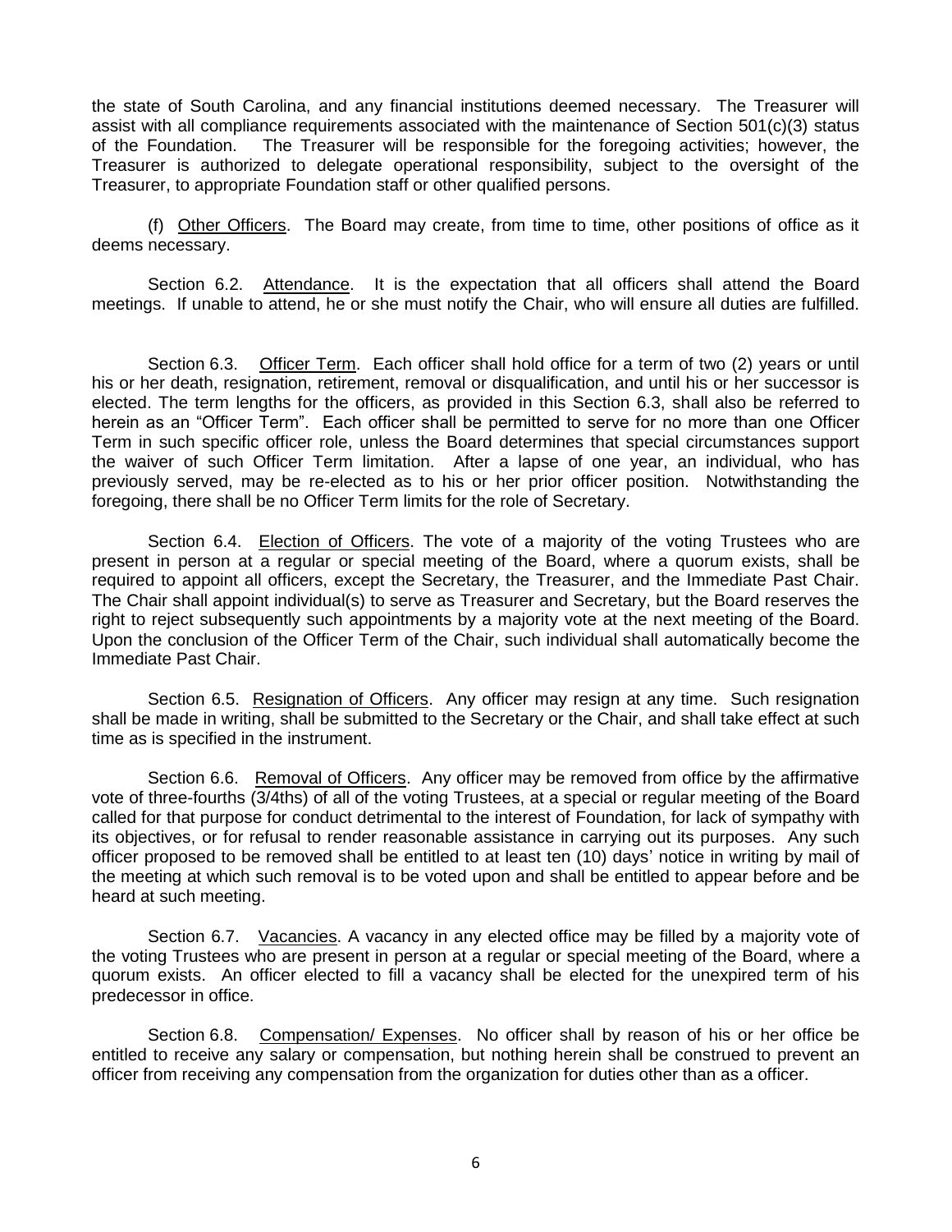the state of South Carolina, and any financial institutions deemed necessary. The Treasurer will assist with all compliance requirements associated with the maintenance of Section 501(c)(3) status of the Foundation. The Treasurer will be responsible for the foregoing activities; however, the Treasurer is authorized to delegate operational responsibility, subject to the oversight of the Treasurer, to appropriate Foundation staff or other qualified persons.

(f) Other Officers. The Board may create, from time to time, other positions of office as it deems necessary.

Section 6.2. Attendance. It is the expectation that all officers shall attend the Board meetings. If unable to attend, he or she must notify the Chair, who will ensure all duties are fulfilled.

Section 6.3. Officer Term. Each officer shall hold office for a term of two (2) years or until his or her death, resignation, retirement, removal or disqualification, and until his or her successor is elected. The term lengths for the officers, as provided in this Section 6.3, shall also be referred to herein as an "Officer Term". Each officer shall be permitted to serve for no more than one Officer Term in such specific officer role, unless the Board determines that special circumstances support the waiver of such Officer Term limitation. After a lapse of one year, an individual, who has previously served, may be re-elected as to his or her prior officer position. Notwithstanding the foregoing, there shall be no Officer Term limits for the role of Secretary.

Section 6.4. Election of Officers. The vote of a majority of the voting Trustees who are present in person at a regular or special meeting of the Board, where a quorum exists, shall be required to appoint all officers, except the Secretary, the Treasurer, and the Immediate Past Chair. The Chair shall appoint individual(s) to serve as Treasurer and Secretary, but the Board reserves the right to reject subsequently such appointments by a majority vote at the next meeting of the Board. Upon the conclusion of the Officer Term of the Chair, such individual shall automatically become the Immediate Past Chair.

Section 6.5. Resignation of Officers. Any officer may resign at any time. Such resignation shall be made in writing, shall be submitted to the Secretary or the Chair, and shall take effect at such time as is specified in the instrument.

Section 6.6. Removal of Officers. Any officer may be removed from office by the affirmative vote of three-fourths (3/4ths) of all of the voting Trustees, at a special or regular meeting of the Board called for that purpose for conduct detrimental to the interest of Foundation, for lack of sympathy with its objectives, or for refusal to render reasonable assistance in carrying out its purposes. Any such officer proposed to be removed shall be entitled to at least ten (10) days' notice in writing by mail of the meeting at which such removal is to be voted upon and shall be entitled to appear before and be heard at such meeting.

Section 6.7. Vacancies. A vacancy in any elected office may be filled by a majority vote of the voting Trustees who are present in person at a regular or special meeting of the Board, where a quorum exists. An officer elected to fill a vacancy shall be elected for the unexpired term of his predecessor in office.

Section 6.8. Compensation/ Expenses. No officer shall by reason of his or her office be entitled to receive any salary or compensation, but nothing herein shall be construed to prevent an officer from receiving any compensation from the organization for duties other than as a officer.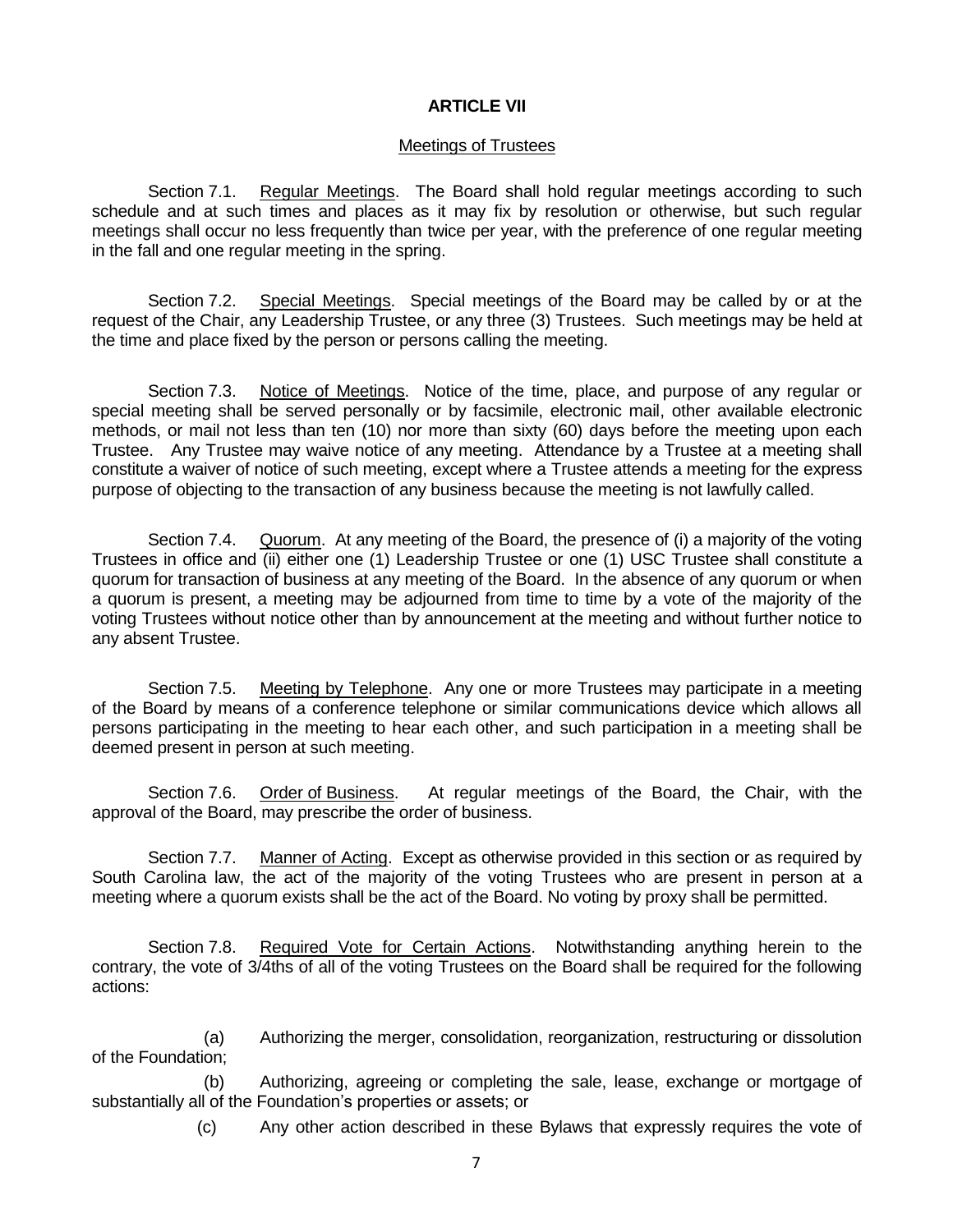## ARTICLE VII

Meetings of Trustees

Section 7.1. Regular Meetings. The Board shall hold regular meetings according to such schedule and at such times and places as it may fix by resolution or otherwise, but such regular meetings shall occur no less frequently than twice per year, with the preference of one regular meeting in the fall and one regular meeting in the spring.

Section 7.2. Special Meetings. Special meetings of the Board may be called by or at the request of the Chair, any Leadership Trustee, or any three (3) Trustees. Such meetings may be held at the time and place fixed by the person or persons calling the meeting.

Section 7.3. Notice of Meetings. Notice of the time, place, and purpose of any regular or special meeting shall be served personally or by facsimile, electronic mail, other available electronic methods, or mail not less than ten (10) nor more than sixty (60) days before the meeting upon each Trustee. Any Trustee may waive notice of any meeting. Attendance by a Trustee at a meeting shall constitute a waiver of notice of such meeting, except where a Trustee attends a meeting for the express purpose of objecting to the transaction of any business because the meeting is not lawfully called.

Section 7.4. Quorum. At any meeting of the Board, the presence of (i) a majority of the voting Trustees in office and (ii) either one (1) Leadership Trustee or one (1) USC Trustee shall constitute a quorum for transaction of business at any meeting of the Board. In the absence of any quorum or when a quorum is present, a meeting may be adjourned from time to time by a vote of the majority of the voting Trustees without notice other than by announcement at the meeting and without further notice to any absent Trustee.

Section 7.5. Meeting by Telephone. Any one or more Trustees may participate in a meeting of the Board by means of a conference telephone or similar communications device which allows all persons participating in the meeting to hear each other, and such participation in a meeting shall be deemed present in person at such meeting.

Section 7.6. Order of Business. At regular meetings of the Board, the Chair, with the approval of the Board, may prescribe the order of business.

Section 7.7. Manner of Acting. Except as otherwise provided in this section or as required by South Carolina law, the act of the majority of the voting Trustees who are present in person at a meeting where a quorum exists shall be the act of the Board. No voting by proxy shall be permitted.

Section 7.8. Required Vote for Certain Actions. Notwithstanding anything herein to the contrary, the vote of 3/4ths of all of the voting Trustees on the Board shall be required for the following actions:

(a) Authorizing the merger, consolidation, reorganization, restructuring or dissolution of the Foundation;

(b) Authorizing, agreeing or completing the sale, lease, exchange or mortgage of substantially all of the Foundation's properties or assets; or

(c) Any other action described in these Bylaws that expressly requires the vote of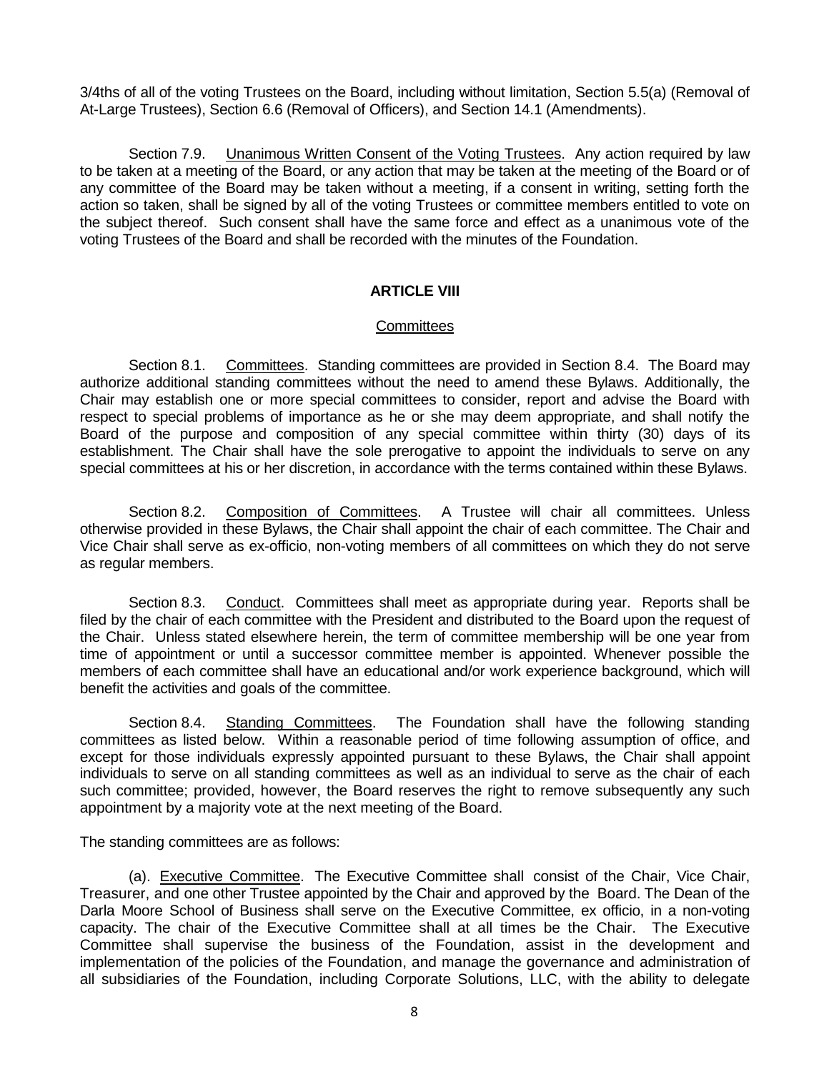3/4ths of all of the voting Trustees on the Board, including without limitation, Section 5.5(a) (Removal of At-Large Trustees), Section 6.6 (Removal of Officers), and Section 14.1 (Amendments).

Section 7.9. Unanimous Written Consent of the Voting Trustees. Any action required by law to be taken at a meeting of the Board, or any action that may be taken at the meeting of the Board or of any committee of the Board may be taken without a meeting, if a consent in writing, setting forth the action so taken, shall be signed by all of the voting Trustees or committee members entitled to vote on the subject thereof. Such consent shall have the same force and effect as a unanimous vote of the voting Trustees of the Board and shall be recorded with the minutes of the Foundation.

## ARTICLE VIII

### Committees

Section 8.1. Committees. Standing committees are provided in Section 8.4. The Board may authorize additional standing committees without the need to amend these Bylaws. Additionally, the Chair may establish one or more special committees to consider, report and advise the Board with respect to special problems of importance as he or she may deem appropriate, and shall notify the Board of the purpose and composition of any special committee within thirty (30) days of its establishment. The Chair shall have the sole prerogative to appoint the individuals to serve on any special committees at his or her discretion, in accordance with the terms contained within these Bylaws.

Section 8.2. Composition of Committees. A Trustee will chair all committees. Unless otherwise provided in these Bylaws, the Chair shall appoint the chair of each committee. The Chair and Vice Chair shall serve as ex-officio, non-voting members of all committees on which they do not serve as regular members.

Section 8.3. Conduct. Committees shall meet as appropriate during year. Reports shall be filed by the chair of each committee with the President and distributed to the Board upon the request of the Chair. Unless stated elsewhere herein, the term of committee membership will be one year from time of appointment or until a successor committee member is appointed. Whenever possible the members of each committee shall have an educational and/or work experience background, which will benefit the activities and goals of the committee.

Section 8.4. Standing Committees. The Foundation shall have the following standing committees as listed below. Within a reasonable period of time following assumption of office, and except for those individuals expressly appointed pursuant to these Bylaws, the Chair shall appoint individuals to serve on all standing committees as well as an individual to serve as the chair of each such committee; provided, however, the Board reserves the right to remove subsequently any such appointment by a majority vote at the next meeting of the Board.

The standing committees are as follows:

(a). Executive Committee. The Executive Committee shall consist of the Chair, Vice Chair, Treasurer, and one other Trustee appointed by the Chair and approved by the Board. The Dean of the Darla Moore School of Business shall serve on the Executive Committee, ex officio, in a non-voting capacity. The chair of the Executive Committee shall at all times be the Chair. The Executive Committee shall supervise the business of the Foundation, assist in the development and implementation of the policies of the Foundation, and manage the governance and administration of all subsidiaries of the Foundation, including Corporate Solutions, LLC, with the ability to delegate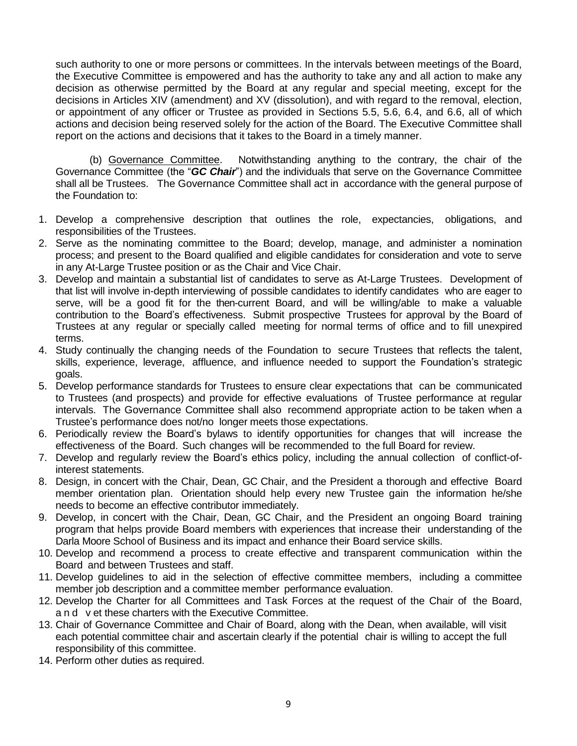such authority to one or more persons or committees. In the intervals between meetings of the Board, the Executive Committee is empowered and has the authority to take any and all action to make any decision as otherwise permitted by the Board at any regular and special meeting, except for the decisions in Articles XIV (amendment) and XV (dissolution), and with regard to the removal, election, or appointment of any officer or Trustee as provided in Sections 5.5, 5.6, 6.4, and 6.6, all of which actions and decision being reserved solely for the action of the Board. The Executive Committee shall report on the actions and decisions that it takes to the Board in a timely manner.

(b) Governance Committee. Notwithstanding anything to the contrary, the chair of the Governance Committee (the "***GC Chair***") and the individuals that serve on the Governance Committee shall all be Trustees. The Governance Committee shall act in accordance with the general purpose of the Foundation to:

1. Develop a comprehensive description that outlines the role, expectancies, obligations, and responsibilities of the Trustees.
2. Serve as the nominating committee to the Board; develop, manage, and administer a nomination process; and present to the Board qualified and eligible candidates for consideration and vote to serve in any At-Large Trustee position or as the Chair and Vice Chair.
3. Develop and maintain a substantial list of candidates to serve as At-Large Trustees. Development of that list will involve in-depth interviewing of possible candidates to identify candidates who are eager to serve, will be a good fit for the then-current Board, and will be willing/able to make a valuable contribution to the Board's effectiveness. Submit prospective Trustees for approval by the Board of Trustees at any regular or specially called meeting for normal terms of office and to fill unexpired terms.
4. Study continually the changing needs of the Foundation to secure Trustees that reflects the talent, skills, experience, leverage, affluence, and influence needed to support the Foundation's strategic goals.
5. Develop performance standards for Trustees to ensure clear expectations that can be communicated to Trustees (and prospects) and provide for effective evaluations of Trustee performance at regular intervals. The Governance Committee shall also recommend appropriate action to be taken when a Trustee's performance does not/no longer meets those expectations.
6. Periodically review the Board's bylaws to identify opportunities for changes that will increase the effectiveness of the Board. Such changes will be recommended to the full Board for review.
7. Develop and regularly review the Board's ethics policy, including the annual collection of conflict-of-interest statements.
8. Design, in concert with the Chair, Dean, GC Chair, and the President a thorough and effective Board member orientation plan. Orientation should help every new Trustee gain the information he/she needs to become an effective contributor immediately.
9. Develop, in concert with the Chair, Dean, GC Chair, and the President an ongoing Board training program that helps provide Board members with experiences that increase their understanding of the Darla Moore School of Business and its impact and enhance their Board service skills.
10. Develop and recommend a process to create effective and transparent communication within the Board and between Trustees and staff.
11. Develop guidelines to aid in the selection of effective committee members, including a committee member job description and a committee member performance evaluation.
12. Develop the Charter for all Committees and Task Forces at the request of the Chair of the Board, and vet these charters with the Executive Committee.
13. Chair of Governance Committee and Chair of Board, along with the Dean, when available, will visit each potential committee chair and ascertain clearly if the potential chair is willing to accept the full responsibility of this committee.
14. Perform other duties as required.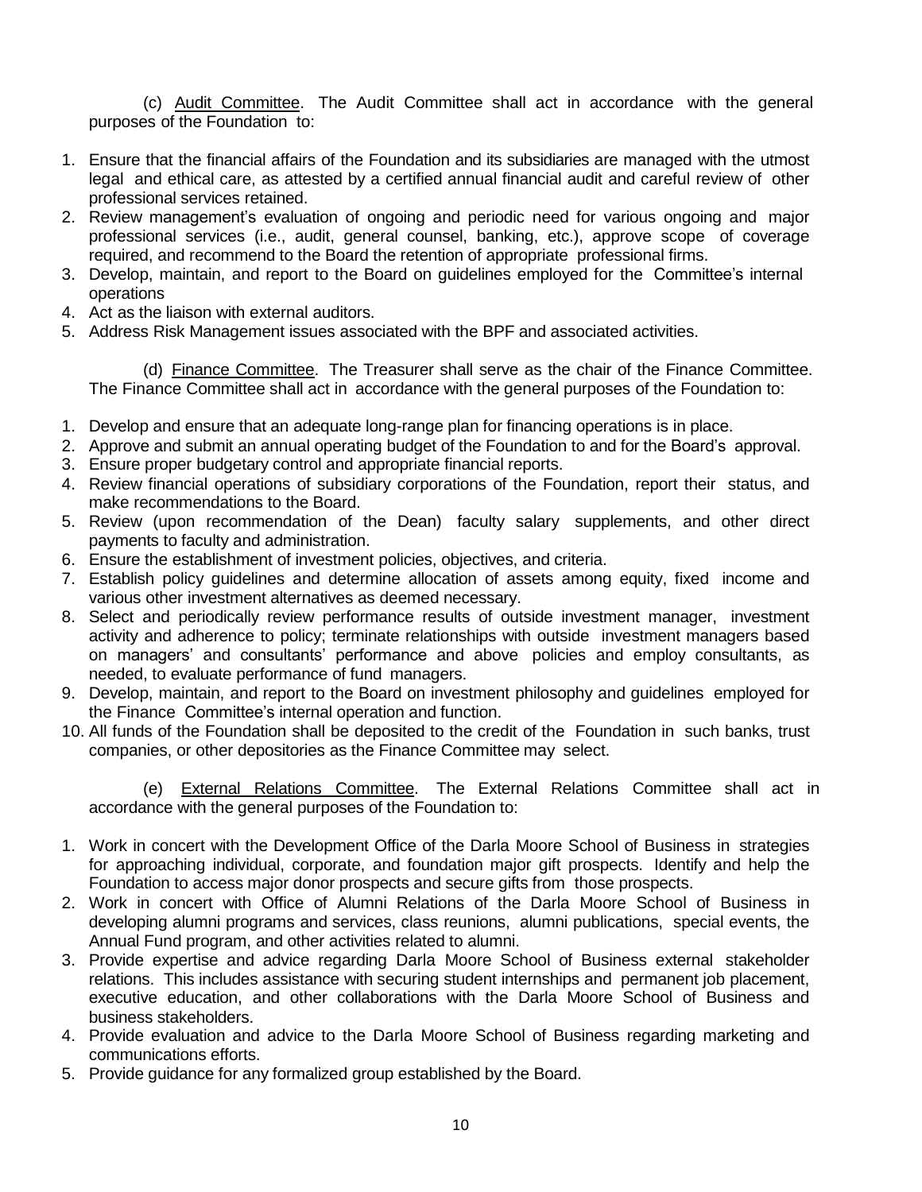(c) <u>Audit Committee</u>. The Audit Committee shall act in accordance with the general purposes of the Foundation to:

1. Ensure that the financial affairs of the Foundation and its subsidiaries are managed with the utmost legal and ethical care, as attested by a certified annual financial audit and careful review of other professional services retained.
2. Review management's evaluation of ongoing and periodic need for various ongoing and major professional services (i.e., audit, general counsel, banking, etc.), approve scope of coverage required, and recommend to the Board the retention of appropriate professional firms.
3. Develop, maintain, and report to the Board on guidelines employed for the Committee's internal operations
4. Act as the liaison with external auditors.
5. Address Risk Management issues associated with the BPF and associated activities.

(d) <u>Finance Committee</u>. The Treasurer shall serve as the chair of the Finance Committee. The Finance Committee shall act in accordance with the general purposes of the Foundation to:

1. Develop and ensure that an adequate long-range plan for financing operations is in place.
2. Approve and submit an annual operating budget of the Foundation to and for the Board's approval.
3. Ensure proper budgetary control and appropriate financial reports.
4. Review financial operations of subsidiary corporations of the Foundation, report their status, and make recommendations to the Board.
5. Review (upon recommendation of the Dean) faculty salary supplements, and other direct payments to faculty and administration.
6. Ensure the establishment of investment policies, objectives, and criteria.
7. Establish policy guidelines and determine allocation of assets among equity, fixed income and various other investment alternatives as deemed necessary.
8. Select and periodically review performance results of outside investment manager, investment activity and adherence to policy; terminate relationships with outside investment managers based on managers' and consultants' performance and above policies and employ consultants, as needed, to evaluate performance of fund managers.
9. Develop, maintain, and report to the Board on investment philosophy and guidelines employed for the Finance Committee's internal operation and function.
10. All funds of the Foundation shall be deposited to the credit of the Foundation in such banks, trust companies, or other depositories as the Finance Committee may select.

(e) <u>External Relations Committee</u>. The External Relations Committee shall act in accordance with the general purposes of the Foundation to:

1. Work in concert with the Development Office of the Darla Moore School of Business in strategies for approaching individual, corporate, and foundation major gift prospects. Identify and help the Foundation to access major donor prospects and secure gifts from those prospects.
2. Work in concert with Office of Alumni Relations of the Darla Moore School of Business in developing alumni programs and services, class reunions, alumni publications, special events, the Annual Fund program, and other activities related to alumni.
3. Provide expertise and advice regarding Darla Moore School of Business external stakeholder relations. This includes assistance with securing student internships and permanent job placement, executive education, and other collaborations with the Darla Moore School of Business and business stakeholders.
4. Provide evaluation and advice to the Darla Moore School of Business regarding marketing and communications efforts.
5. Provide guidance for any formalized group established by the Board.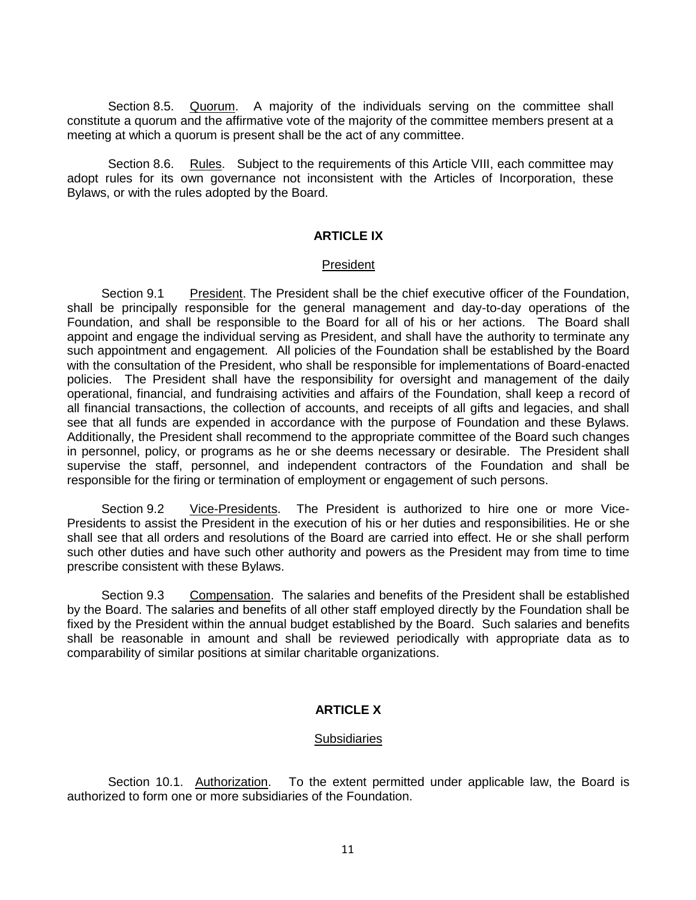Section 8.5. Quorum. A majority of the individuals serving on the committee shall constitute a quorum and the affirmative vote of the majority of the committee members present at a meeting at which a quorum is present shall be the act of any committee.

Section 8.6. Rules. Subject to the requirements of this Article VIII, each committee may adopt rules for its own governance not inconsistent with the Articles of Incorporation, these Bylaws, or with the rules adopted by the Board.

## ARTICLE IX

### President

Section 9.1 President. The President shall be the chief executive officer of the Foundation, shall be principally responsible for the general management and day-to-day operations of the Foundation, and shall be responsible to the Board for all of his or her actions. The Board shall appoint and engage the individual serving as President, and shall have the authority to terminate any such appointment and engagement. All policies of the Foundation shall be established by the Board with the consultation of the President, who shall be responsible for implementations of Board-enacted policies. The President shall have the responsibility for oversight and management of the daily operational, financial, and fundraising activities and affairs of the Foundation, shall keep a record of all financial transactions, the collection of accounts, and receipts of all gifts and legacies, and shall see that all funds are expended in accordance with the purpose of Foundation and these Bylaws. Additionally, the President shall recommend to the appropriate committee of the Board such changes in personnel, policy, or programs as he or she deems necessary or desirable. The President shall supervise the staff, personnel, and independent contractors of the Foundation and shall be responsible for the firing or termination of employment or engagement of such persons.

Section 9.2 Vice-Presidents. The President is authorized to hire one or more Vice-Presidents to assist the President in the execution of his or her duties and responsibilities. He or she shall see that all orders and resolutions of the Board are carried into effect. He or she shall perform such other duties and have such other authority and powers as the President may from time to time prescribe consistent with these Bylaws.

Section 9.3 Compensation. The salaries and benefits of the President shall be established by the Board. The salaries and benefits of all other staff employed directly by the Foundation shall be fixed by the President within the annual budget established by the Board. Such salaries and benefits shall be reasonable in amount and shall be reviewed periodically with appropriate data as to comparability of similar positions at similar charitable organizations.

## ARTICLE X

### Subsidiaries

Section 10.1. Authorization. To the extent permitted under applicable law, the Board is authorized to form one or more subsidiaries of the Foundation.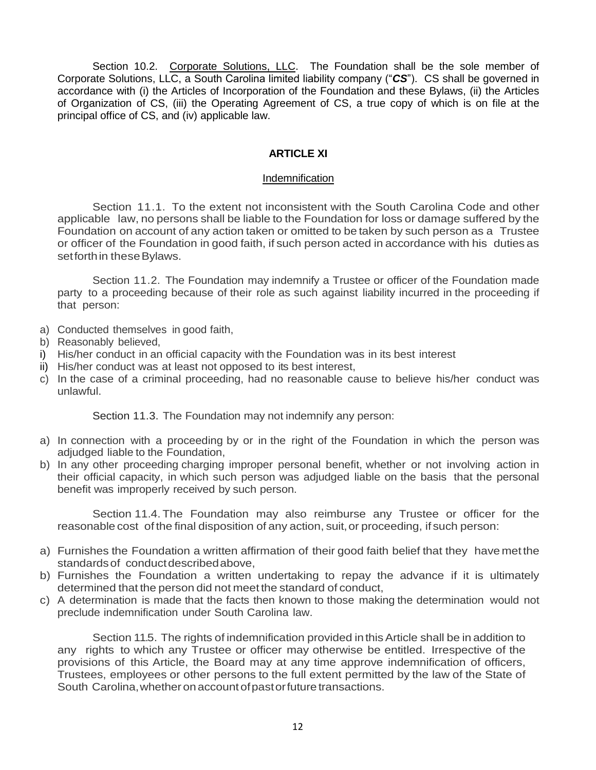Section 10.2. <u>Corporate Solutions, LLC</u>. The Foundation shall be the sole member of Corporate Solutions, LLC, a South Carolina limited liability company ("***CS***"). CS shall be governed in accordance with (i) the Articles of Incorporation of the Foundation and these Bylaws, (ii) the Articles of Organization of CS, (iii) the Operating Agreement of CS, a true copy of which is on file at the principal office of CS, and (iv) applicable law.

## ARTICLE XI

### <u>Indemnification</u>

Section 11.1. To the extent not inconsistent with the South Carolina Code and other applicable law, no persons shall be liable to the Foundation for loss or damage suffered by the Foundation on account of any action taken or omitted to be taken by such person as a Trustee or officer of the Foundation in good faith, if such person acted in accordance with his duties as set forth in these Bylaws.

Section 11.2. The Foundation may indemnify a Trustee or officer of the Foundation made party to a proceeding because of their role as such against liability incurred in the proceeding if that person:

a) Conducted themselves in good faith,
b) Reasonably believed,
i) His/her conduct in an official capacity with the Foundation was in its best interest
ii) His/her conduct was at least not opposed to its best interest,
c) In the case of a criminal proceeding, had no reasonable cause to believe his/her conduct was unlawful.

Section 11.3. The Foundation may not indemnify any person:

a) In connection with a proceeding by or in the right of the Foundation in which the person was adjudged liable to the Foundation,
b) In any other proceeding charging improper personal benefit, whether or not involving action in their official capacity, in which such person was adjudged liable on the basis that the personal benefit was improperly received by such person.

Section 11.4. The Foundation may also reimburse any Trustee or officer for the reasonable cost of the final disposition of any action, suit, or proceeding, if such person:

a) Furnishes the Foundation a written affirmation of their good faith belief that they have met the standards of conduct described above,
b) Furnishes the Foundation a written undertaking to repay the advance if it is ultimately determined that the person did not meet the standard of conduct,
c) A determination is made that the facts then known to those making the determination would not preclude indemnification under South Carolina law.

Section 11.5. The rights of indemnification provided in this Article shall be in addition to any rights to which any Trustee or officer may otherwise be entitled. Irrespective of the provisions of this Article, the Board may at any time approve indemnification of officers, Trustees, employees or other persons to the full extent permitted by the law of the State of South Carolina, whether on account of past or future transactions.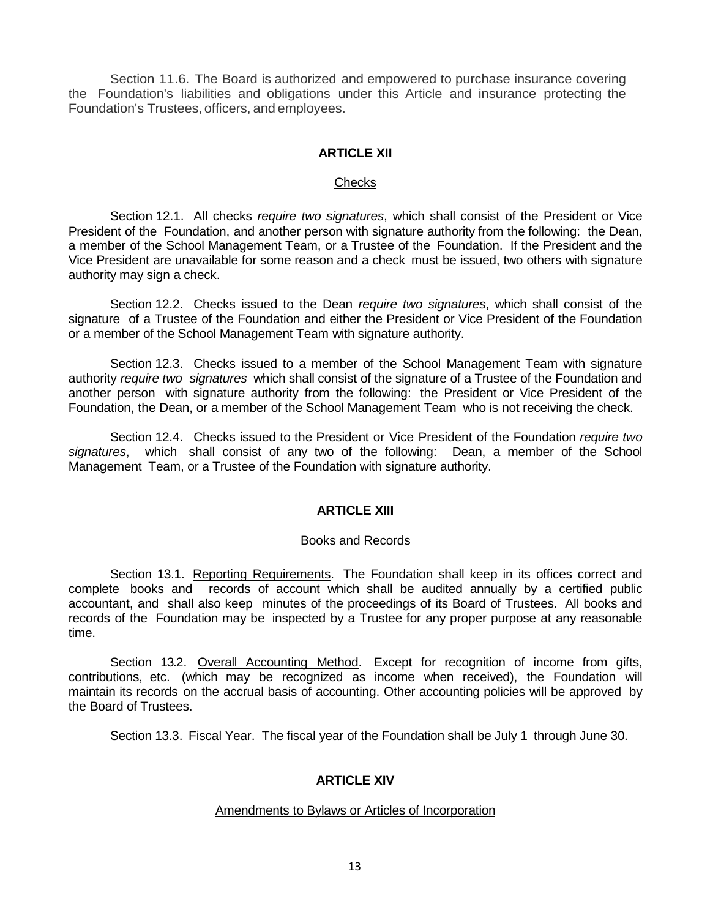Section 11.6. The Board is authorized and empowered to purchase insurance covering the Foundation's liabilities and obligations under this Article and insurance protecting the Foundation's Trustees, officers, and employees.

## ARTICLE XII

### Checks

Section 12.1. All checks *require two signatures*, which shall consist of the President or Vice President of the Foundation, and another person with signature authority from the following: the Dean, a member of the School Management Team, or a Trustee of the Foundation. If the President and the Vice President are unavailable for some reason and a check must be issued, two others with signature authority may sign a check.

Section 12.2. Checks issued to the Dean *require two signatures*, which shall consist of the signature of a Trustee of the Foundation and either the President or Vice President of the Foundation or a member of the School Management Team with signature authority.

Section 12.3. Checks issued to a member of the School Management Team with signature authority *require two signatures* which shall consist of the signature of a Trustee of the Foundation and another person with signature authority from the following: the President or Vice President of the Foundation, the Dean, or a member of the School Management Team who is not receiving the check.

Section 12.4. Checks issued to the President or Vice President of the Foundation *require two signatures*, which shall consist of any two of the following: Dean, a member of the School Management Team, or a Trustee of the Foundation with signature authority.

## ARTICLE XIII

### Books and Records

Section 13.1. Reporting Requirements. The Foundation shall keep in its offices correct and complete books and records of account which shall be audited annually by a certified public accountant, and shall also keep minutes of the proceedings of its Board of Trustees. All books and records of the Foundation may be inspected by a Trustee for any proper purpose at any reasonable time.

Section 13.2. Overall Accounting Method. Except for recognition of income from gifts, contributions, etc. (which may be recognized as income when received), the Foundation will maintain its records on the accrual basis of accounting. Other accounting policies will be approved by the Board of Trustees.

Section 13.3. Fiscal Year. The fiscal year of the Foundation shall be July 1 through June 30.

## ARTICLE XIV

### Amendments to Bylaws or Articles of Incorporation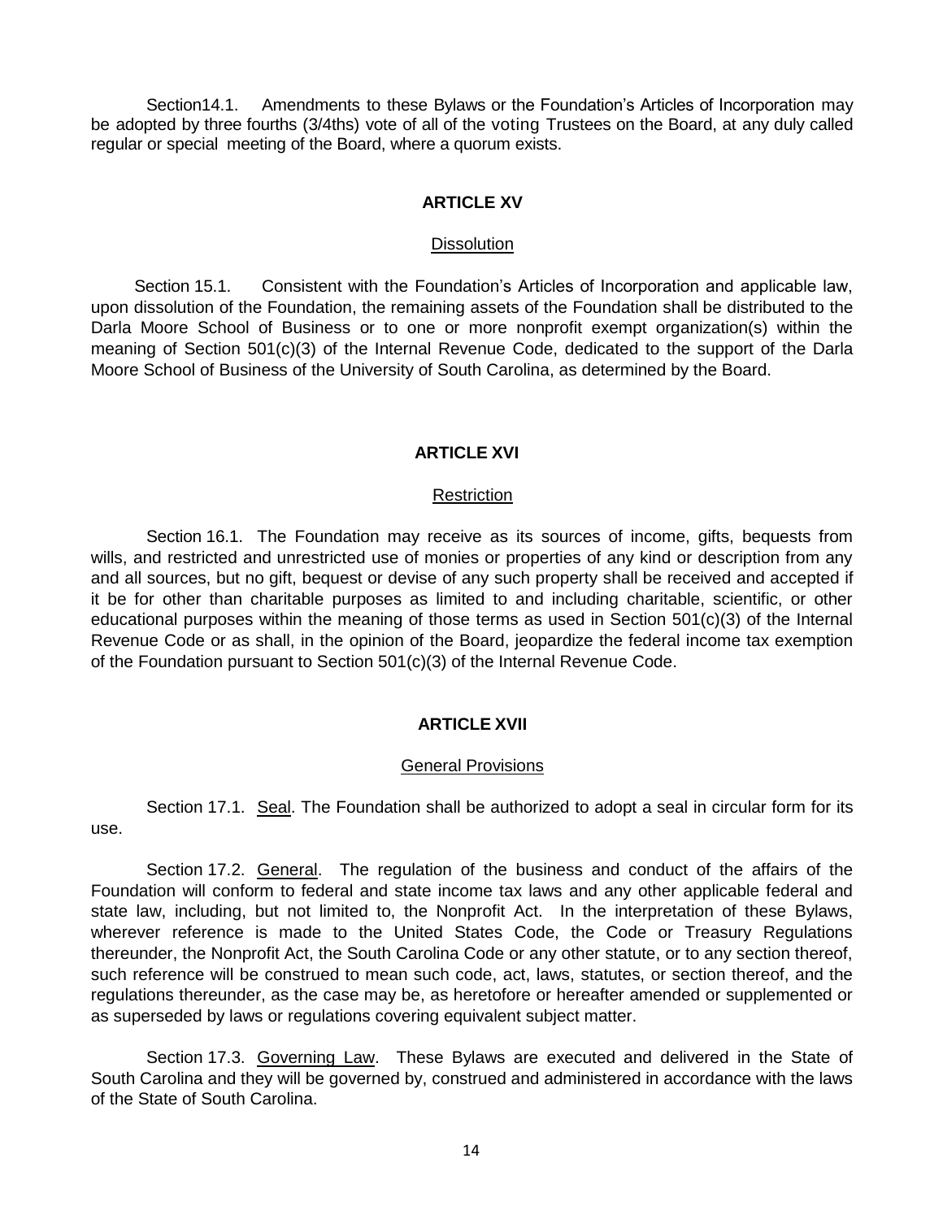Section14.1. Amendments to these Bylaws or the Foundation's Articles of Incorporation may be adopted by three fourths (3/4ths) vote of all of the voting Trustees on the Board, at any duly called regular or special meeting of the Board, where a quorum exists.

## ARTICLE XV

Dissolution

Section 15.1. Consistent with the Foundation's Articles of Incorporation and applicable law, upon dissolution of the Foundation, the remaining assets of the Foundation shall be distributed to the Darla Moore School of Business or to one or more nonprofit exempt organization(s) within the meaning of Section 501(c)(3) of the Internal Revenue Code, dedicated to the support of the Darla Moore School of Business of the University of South Carolina, as determined by the Board.

## ARTICLE XVI

Restriction

Section 16.1. The Foundation may receive as its sources of income, gifts, bequests from wills, and restricted and unrestricted use of monies or properties of any kind or description from any and all sources, but no gift, bequest or devise of any such property shall be received and accepted if it be for other than charitable purposes as limited to and including charitable, scientific, or other educational purposes within the meaning of those terms as used in Section 501(c)(3) of the Internal Revenue Code or as shall, in the opinion of the Board, jeopardize the federal income tax exemption of the Foundation pursuant to Section 501(c)(3) of the Internal Revenue Code.

## ARTICLE XVII

General Provisions

Section 17.1. Seal. The Foundation shall be authorized to adopt a seal in circular form for its use.

Section 17.2. General. The regulation of the business and conduct of the affairs of the Foundation will conform to federal and state income tax laws and any other applicable federal and state law, including, but not limited to, the Nonprofit Act. In the interpretation of these Bylaws, wherever reference is made to the United States Code, the Code or Treasury Regulations thereunder, the Nonprofit Act, the South Carolina Code or any other statute, or to any section thereof, such reference will be construed to mean such code, act, laws, statutes, or section thereof, and the regulations thereunder, as the case may be, as heretofore or hereafter amended or supplemented or as superseded by laws or regulations covering equivalent subject matter.

Section 17.3. Governing Law. These Bylaws are executed and delivered in the State of South Carolina and they will be governed by, construed and administered in accordance with the laws of the State of South Carolina.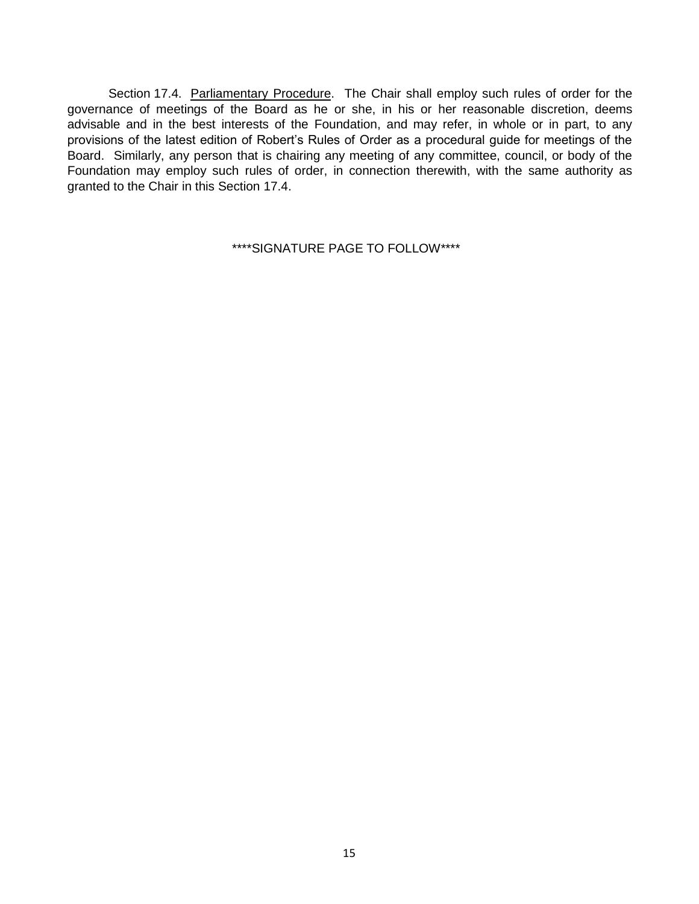Section 17.4. <u>Parliamentary Procedure</u>. The Chair shall employ such rules of order for the governance of meetings of the Board as he or she, in his or her reasonable discretion, deems advisable and in the best interests of the Foundation, and may refer, in whole or in part, to any provisions of the latest edition of Robert's Rules of Order as a procedural guide for meetings of the Board. Similarly, any person that is chairing any meeting of any committee, council, or body of the Foundation may employ such rules of order, in connection therewith, with the same authority as granted to the Chair in this Section 17.4.

****SIGNATURE PAGE TO FOLLOW****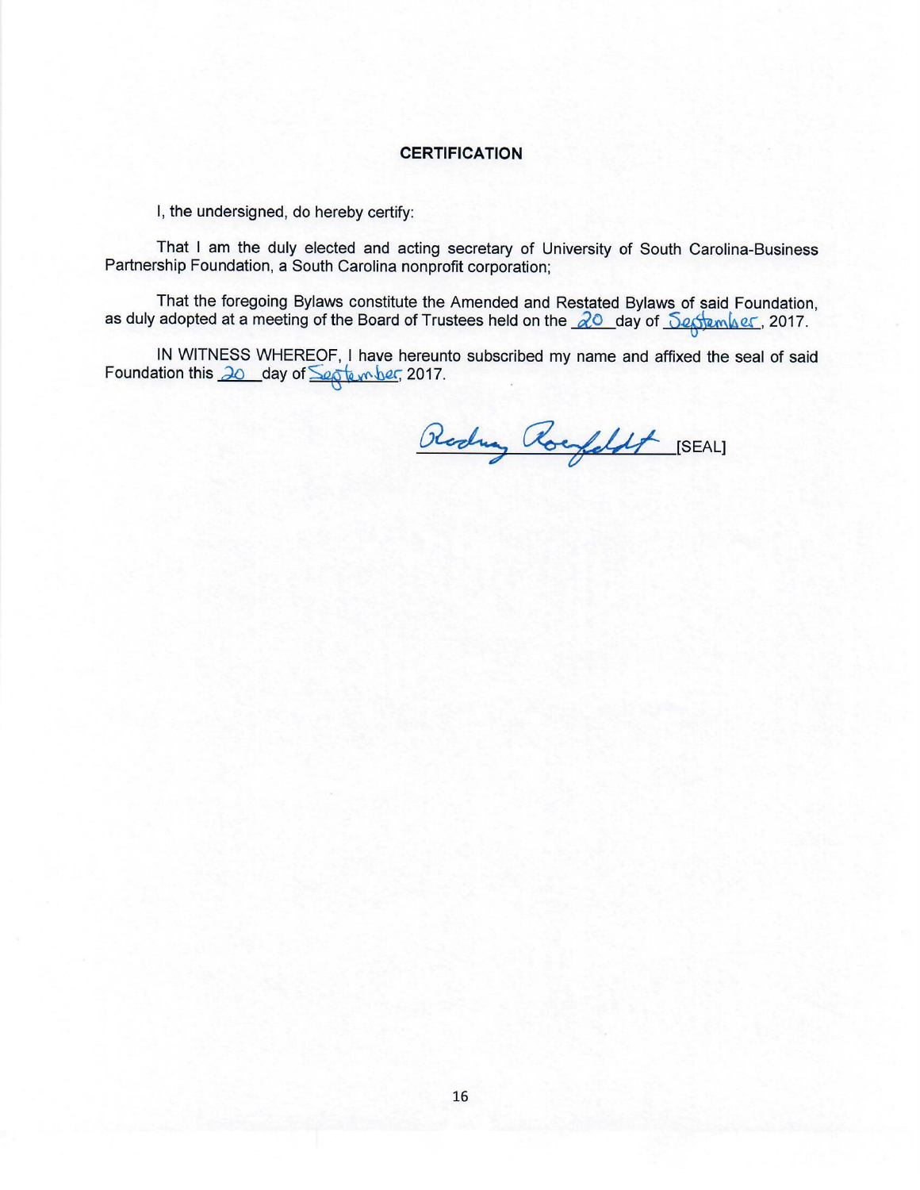## CERTIFICATION

I, the undersigned, do hereby certify:

That I am the duly elected and acting secretary of University of South Carolina-Business Partnership Foundation, a South Carolina nonprofit corporation;

That the foregoing Bylaws constitute the Amended and Restated Bylaws of said Foundation, as duly adopted at a meeting of the Board of Trustees held on the 20 day of September, 2017.

IN WITNESS WHEREOF, I have hereunto subscribed my name and affixed the seal of said Foundation this 20 day of September, 2017.

Rodney Roenfeldt [SEAL]